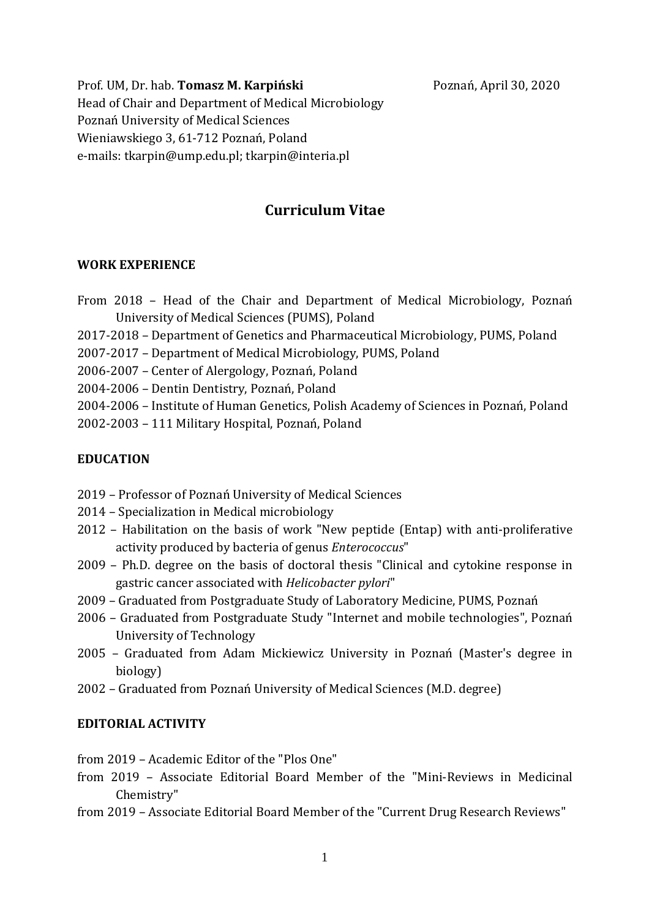Prof. UM, Dr. hab. **Tomasz M. Karpiński** Poznań, April 30, 2020
Head of Chair and Department of Medical Microbiology
Poznań University of Medical Sciences
Wieniawskiego 3, 61-712 Poznań, Poland
e-mails: tkarpin@ump.edu.pl; tkarpin@interia.pl

# Curriculum Vitae

## WORK EXPERIENCE

From 2018 – Head of the Chair and Department of Medical Microbiology, Poznań University of Medical Sciences (PUMS), Poland
2017-2018 – Department of Genetics and Pharmaceutical Microbiology, PUMS, Poland
2007-2017 – Department of Medical Microbiology, PUMS, Poland
2006-2007 – Center of Alergology, Poznań, Poland
2004-2006 – Dentin Dentistry, Poznań, Poland
2004-2006 – Institute of Human Genetics, Polish Academy of Sciences in Poznań, Poland
2002-2003 – 111 Military Hospital, Poznań, Poland

## EDUCATION

2019 – Professor of Poznań University of Medical Sciences
2014 – Specialization in Medical microbiology
2012 – Habilitation on the basis of work "New peptide (Entap) with anti-proliferative activity produced by bacteria of genus *Enterococcus*"
2009 – Ph.D. degree on the basis of doctoral thesis "Clinical and cytokine response in gastric cancer associated with *Helicobacter pylori*"
2009 – Graduated from Postgraduate Study of Laboratory Medicine, PUMS, Poznań
2006 – Graduated from Postgraduate Study "Internet and mobile technologies", Poznań University of Technology
2005 – Graduated from Adam Mickiewicz University in Poznań (Master's degree in biology)
2002 – Graduated from Poznań University of Medical Sciences (M.D. degree)

## EDITORIAL ACTIVITY

from 2019 – Academic Editor of the "Plos One"
from 2019 – Associate Editorial Board Member of the "Mini-Reviews in Medicinal Chemistry"
from 2019 – Associate Editorial Board Member of the "Current Drug Research Reviews"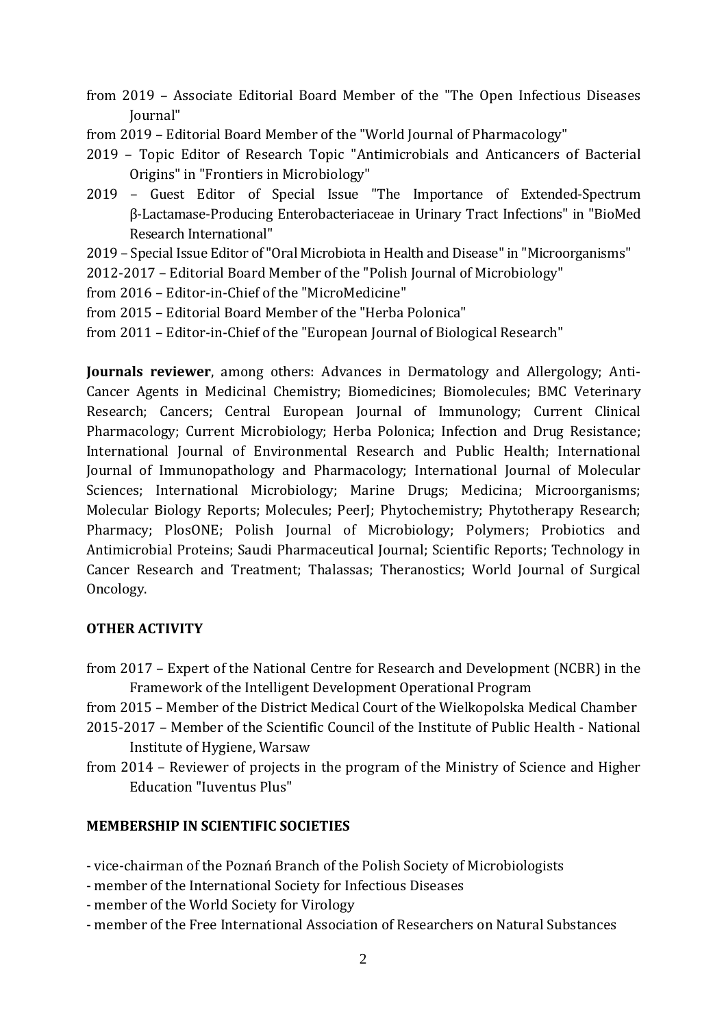from 2019 – Associate Editorial Board Member of the "The Open Infectious Diseases Journal"

from 2019 – Editorial Board Member of the "World Journal of Pharmacology"

2019 – Topic Editor of Research Topic "Antimicrobials and Anticancers of Bacterial Origins" in "Frontiers in Microbiology"

2019 – Guest Editor of Special Issue "The Importance of Extended-Spectrum β-Lactamase-Producing Enterobacteriaceae in Urinary Tract Infections" in "BioMed Research International"

2019 – Special Issue Editor of "Oral Microbiota in Health and Disease" in "Microorganisms"

2012-2017 – Editorial Board Member of the "Polish Journal of Microbiology"

from 2016 – Editor-in-Chief of the "MicroMedicine"

from 2015 – Editorial Board Member of the "Herba Polonica"

from 2011 – Editor-in-Chief of the "European Journal of Biological Research"

**Journals reviewer**, among others: Advances in Dermatology and Allergology; Anti-Cancer Agents in Medicinal Chemistry; Biomedicines; Biomolecules; BMC Veterinary Research; Cancers; Central European Journal of Immunology; Current Clinical Pharmacology; Current Microbiology; Herba Polonica; Infection and Drug Resistance; International Journal of Environmental Research and Public Health; International Journal of Immunopathology and Pharmacology; International Journal of Molecular Sciences; International Microbiology; Marine Drugs; Medicina; Microorganisms; Molecular Biology Reports; Molecules; PeerJ; Phytochemistry; Phytotherapy Research; Pharmacy; PlosONE; Polish Journal of Microbiology; Polymers; Probiotics and Antimicrobial Proteins; Saudi Pharmaceutical Journal; Scientific Reports; Technology in Cancer Research and Treatment; Thalassas; Theranostics; World Journal of Surgical Oncology.

## OTHER ACTIVITY

from 2017 – Expert of the National Centre for Research and Development (NCBR) in the Framework of the Intelligent Development Operational Program

from 2015 – Member of the District Medical Court of the Wielkopolska Medical Chamber

2015-2017 – Member of the Scientific Council of the Institute of Public Health - National Institute of Hygiene, Warsaw

from 2014 – Reviewer of projects in the program of the Ministry of Science and Higher Education "Iuventus Plus"

## MEMBERSHIP IN SCIENTIFIC SOCIETIES

- vice-chairman of the Poznań Branch of the Polish Society of Microbiologists
- member of the International Society for Infectious Diseases
- member of the World Society for Virology
- member of the Free International Association of Researchers on Natural Substances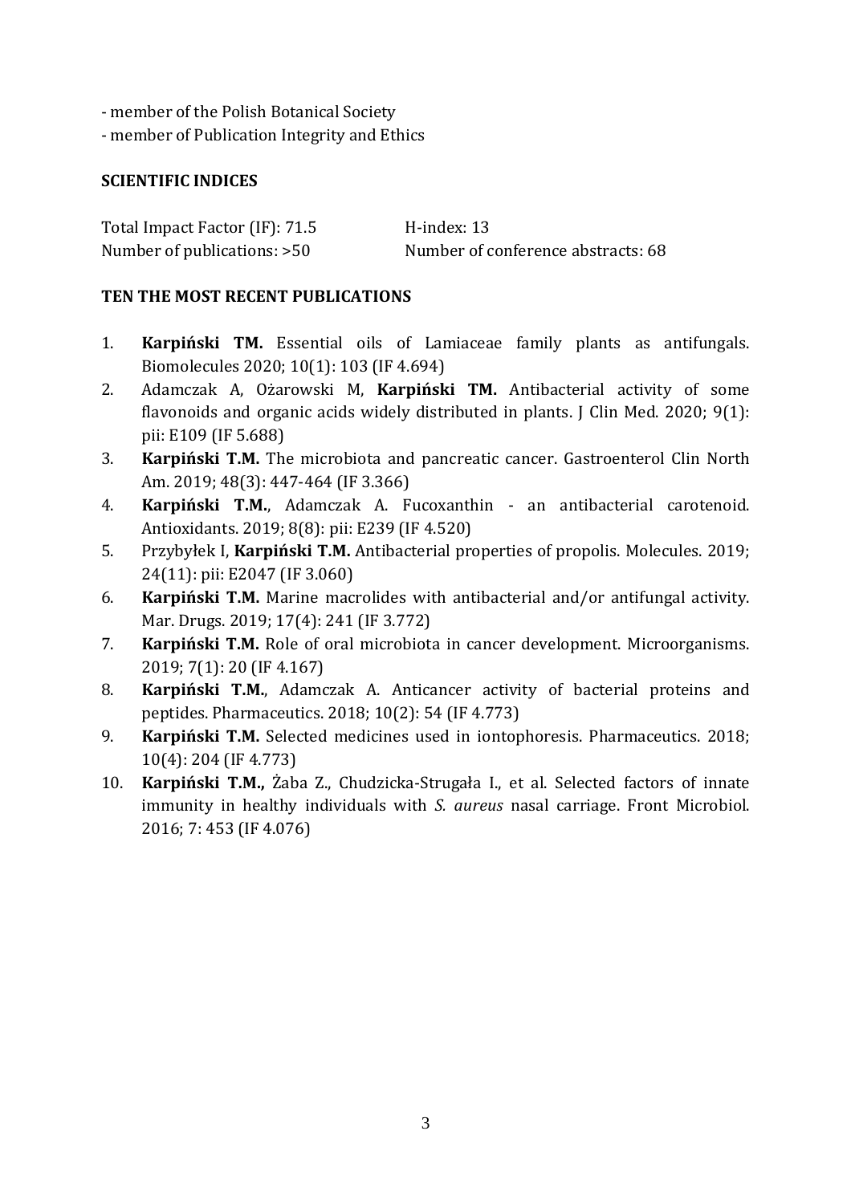- member of the Polish Botanical Society
- member of Publication Integrity and Ethics

**SCIENTIFIC INDICES**

| | |
|---|---|
| Total Impact Factor (IF): 71.5 | H-index: 13 |
| Number of publications: >50 | Number of conference abstracts: 68 |

**TEN THE MOST RECENT PUBLICATIONS**

1. **Karpiński TM.** Essential oils of Lamiaceae family plants as antifungals. Biomolecules 2020; 10(1): 103 (IF 4.694)
2. Adamczak A, Ożarowski M, **Karpiński TM.** Antibacterial activity of some flavonoids and organic acids widely distributed in plants. J Clin Med. 2020; 9(1): pii: E109 (IF 5.688)
3. **Karpiński T.M.** The microbiota and pancreatic cancer. Gastroenterol Clin North Am. 2019; 48(3): 447-464 (IF 3.366)
4. **Karpiński T.M.**, Adamczak A. Fucoxanthin - an antibacterial carotenoid. Antioxidants. 2019; 8(8): pii: E239 (IF 4.520)
5. Przybyłek I, **Karpiński T.M.** Antibacterial properties of propolis. Molecules. 2019; 24(11): pii: E2047 (IF 3.060)
6. **Karpiński T.M.** Marine macrolides with antibacterial and/or antifungal activity. Mar. Drugs. 2019; 17(4): 241 (IF 3.772)
7. **Karpiński T.M.** Role of oral microbiota in cancer development. Microorganisms. 2019; 7(1): 20 (IF 4.167)
8. **Karpiński T.M.**, Adamczak A. Anticancer activity of bacterial proteins and peptides. Pharmaceutics. 2018; 10(2): 54 (IF 4.773)
9. **Karpiński T.M.** Selected medicines used in iontophoresis. Pharmaceutics. 2018; 10(4): 204 (IF 4.773)
10. **Karpiński T.M.,** Żaba Z., Chudzicka-Strugała I., et al. Selected factors of innate immunity in healthy individuals with *S. aureus* nasal carriage. Front Microbiol. 2016; 7: 453 (IF 4.076)